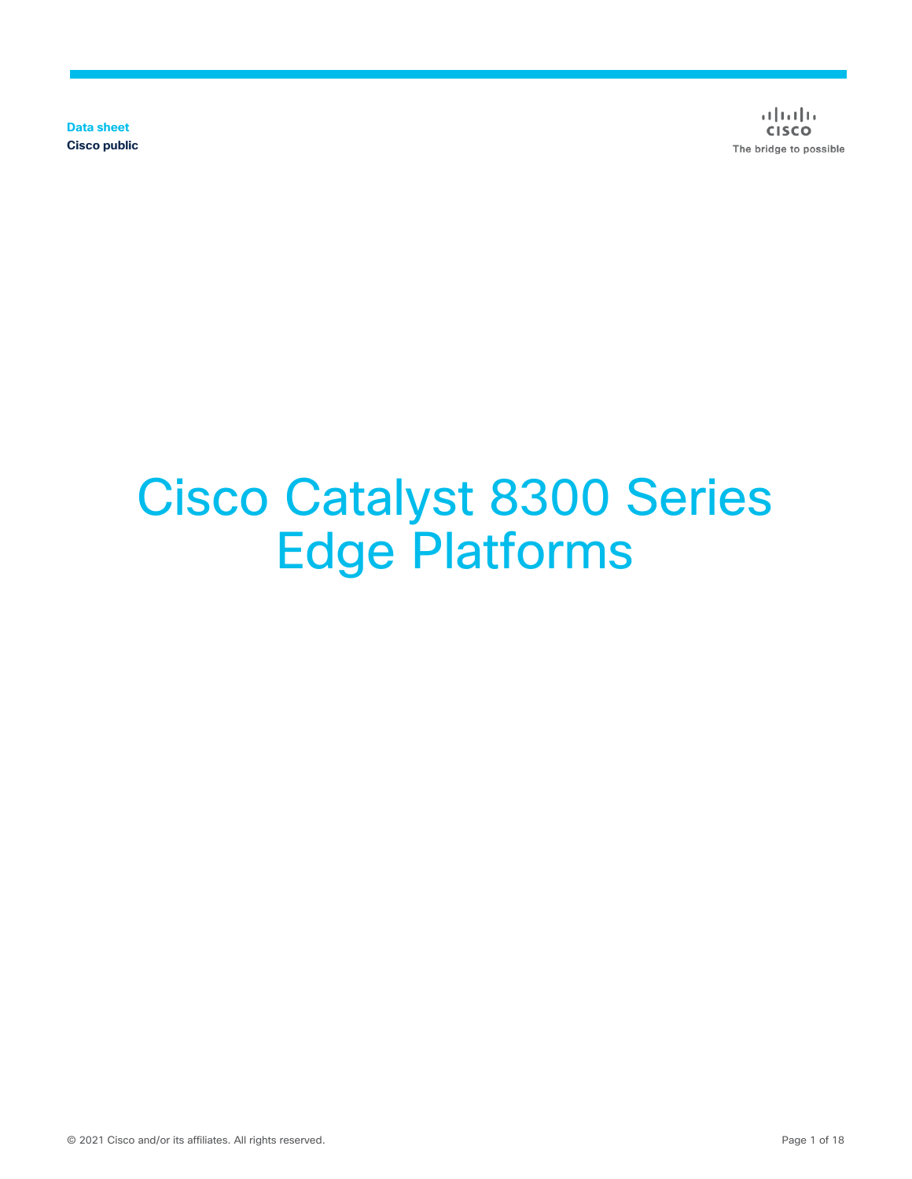Data sheet
Cisco public

# Cisco Catalyst 8300 Series Edge Platforms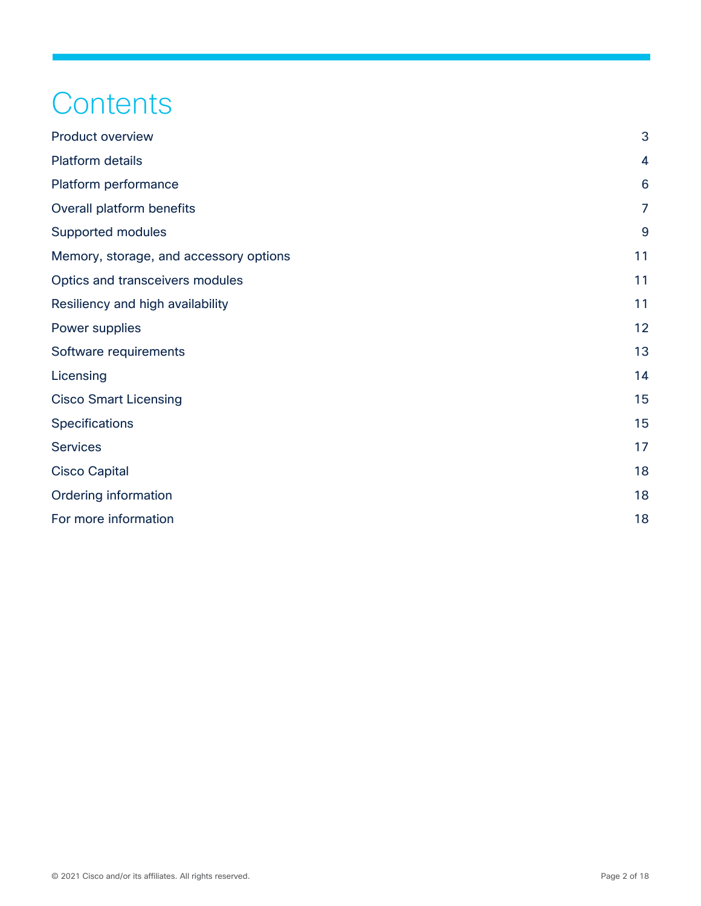# Contents

| | |
|---|---|
| Product overview | 3 |
| Platform details | 4 |
| Platform performance | 6 |
| Overall platform benefits | 7 |
| Supported modules | 9 |
| Memory, storage, and accessory options | 11 |
| Optics and transceivers modules | 11 |
| Resiliency and high availability | 11 |
| Power supplies | 12 |
| Software requirements | 13 |
| Licensing | 14 |
| Cisco Smart Licensing | 15 |
| Specifications | 15 |
| Services | 17 |
| Cisco Capital | 18 |
| Ordering information | 18 |
| For more information | 18 |

© 2021 Cisco and/or its affiliates. All rights reserved.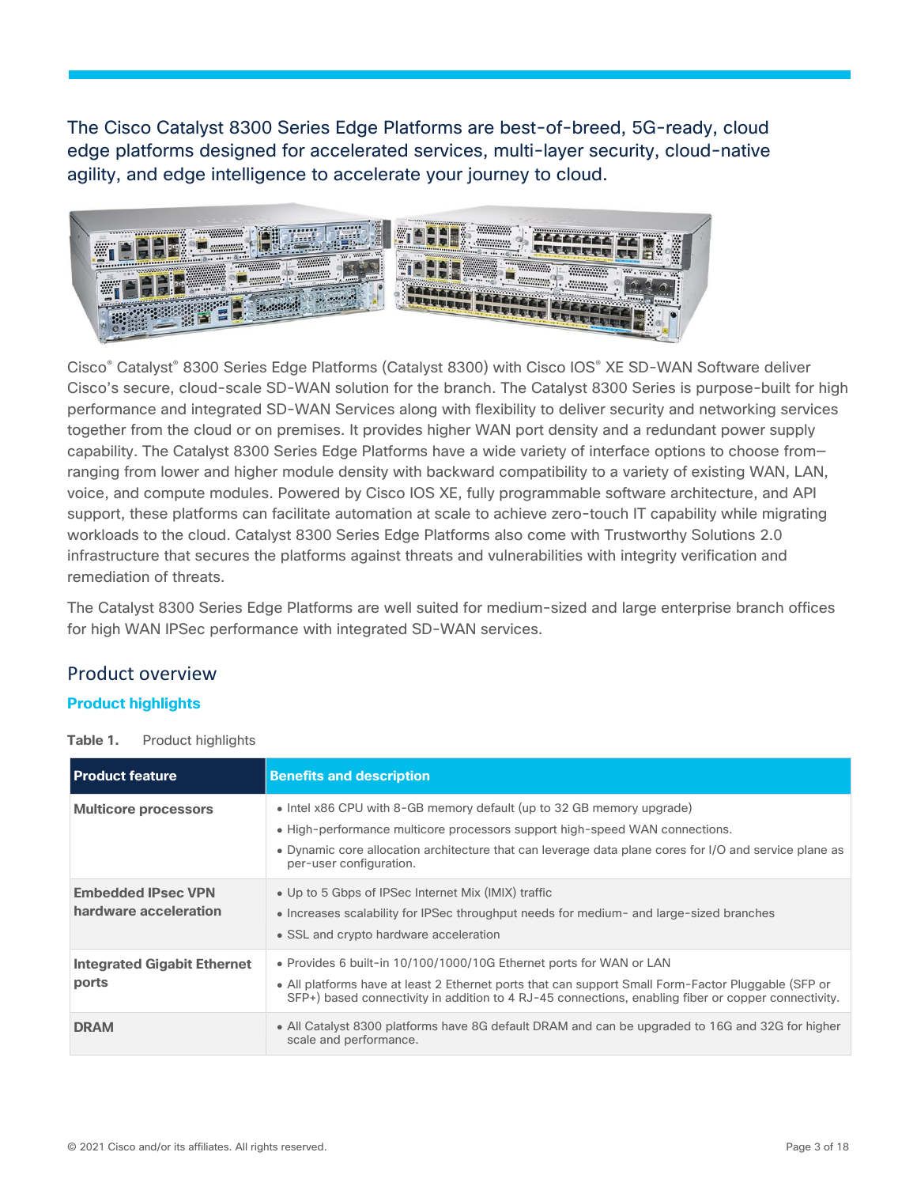The Cisco Catalyst 8300 Series Edge Platforms are best-of-breed, 5G-ready, cloud edge platforms designed for accelerated services, multi-layer security, cloud-native agility, and edge intelligence to accelerate your journey to cloud.

Cisco® Catalyst® 8300 Series Edge Platforms (Catalyst 8300) with Cisco IOS® XE SD-WAN Software deliver Cisco's secure, cloud-scale SD-WAN solution for the branch. The Catalyst 8300 Series is purpose-built for high performance and integrated SD-WAN Services along with flexibility to deliver security and networking services together from the cloud or on premises. It provides higher WAN port density and a redundant power supply capability. The Catalyst 8300 Series Edge Platforms have a wide variety of interface options to choose from–ranging from lower and higher module density with backward compatibility to a variety of existing WAN, LAN, voice, and compute modules. Powered by Cisco IOS XE, fully programmable software architecture, and API support, these platforms can facilitate automation at scale to achieve zero-touch IT capability while migrating workloads to the cloud. Catalyst 8300 Series Edge Platforms also come with Trustworthy Solutions 2.0 infrastructure that secures the platforms against threats and vulnerabilities with integrity verification and remediation of threats.

The Catalyst 8300 Series Edge Platforms are well suited for medium-sized and large enterprise branch offices for high WAN IPSec performance with integrated SD-WAN services.

## Product overview

### Product highlights

**Table 1.** Product highlights

| Product feature | Benefits and description |
|---|---|
| **Multicore processors** | • Intel x86 CPU with 8-GB memory default (up to 32 GB memory upgrade)<br>• High-performance multicore processors support high-speed WAN connections.<br>• Dynamic core allocation architecture that can leverage data plane cores for I/O and service plane as per-user configuration. |
| **Embedded IPsec VPN hardware acceleration** | • Up to 5 Gbps of IPSec Internet Mix (IMIX) traffic<br>• Increases scalability for IPSec throughput needs for medium- and large-sized branches<br>• SSL and crypto hardware acceleration |
| **Integrated Gigabit Ethernet ports** | • Provides 6 built-in 10/100/1000/10G Ethernet ports for WAN or LAN<br>• All platforms have at least 2 Ethernet ports that can support Small Form-Factor Pluggable (SFP or SFP+) based connectivity in addition to 4 RJ-45 connections, enabling fiber or copper connectivity. |
| **DRAM** | • All Catalyst 8300 platforms have 8G default DRAM and can be upgraded to 16G and 32G for higher scale and performance. |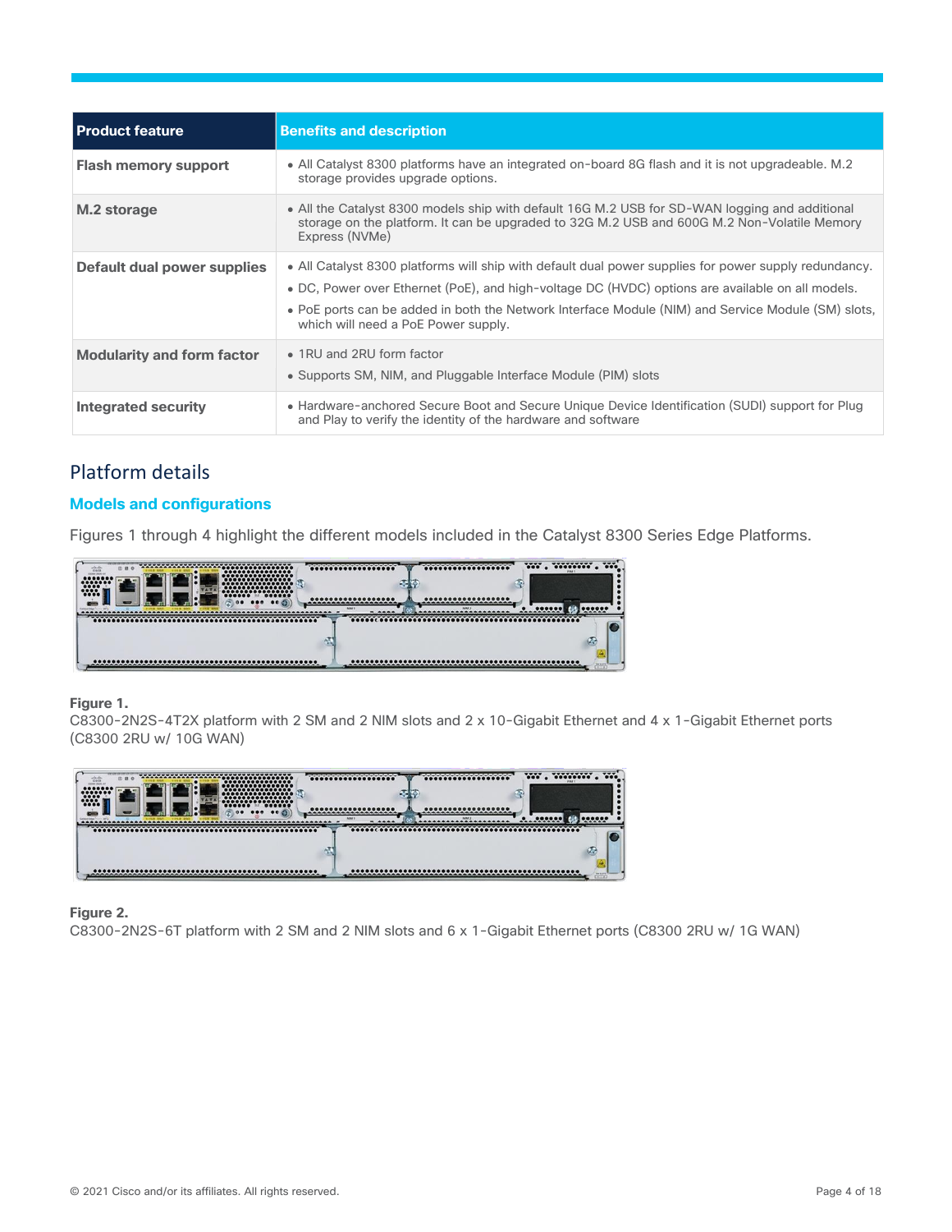| Product feature | Benefits and description |
| --- | --- |
| **Flash memory support** | • All Catalyst 8300 platforms have an integrated on-board 8G flash and it is not upgradeable. M.2 storage provides upgrade options. |
| **M.2 storage** | • All the Catalyst 8300 models ship with default 16G M.2 USB for SD-WAN logging and additional storage on the platform. It can be upgraded to 32G M.2 USB and 600G M.2 Non-Volatile Memory Express (NVMe) |
| **Default dual power supplies** | • All Catalyst 8300 platforms will ship with default dual power supplies for power supply redundancy.<br>• DC, Power over Ethernet (PoE), and high-voltage DC (HVDC) options are available on all models.<br>• PoE ports can be added in both the Network Interface Module (NIM) and Service Module (SM) slots, which will need a PoE Power supply. |
| **Modularity and form factor** | • 1RU and 2RU form factor<br>• Supports SM, NIM, and Pluggable Interface Module (PIM) slots |
| **Integrated security** | • Hardware-anchored Secure Boot and Secure Unique Device Identification (SUDI) support for Plug and Play to verify the identity of the hardware and software |

## Platform details

### Models and configurations

Figures 1 through 4 highlight the different models included in the Catalyst 8300 Series Edge Platforms.

**Figure 1.**
C8300-2N2S-4T2X platform with 2 SM and 2 NIM slots and 2 x 10-Gigabit Ethernet and 4 x 1-Gigabit Ethernet ports (C8300 2RU w/ 10G WAN)

**Figure 2.**
C8300-2N2S-6T platform with 2 SM and 2 NIM slots and 6 x 1-Gigabit Ethernet ports (C8300 2RU w/ 1G WAN)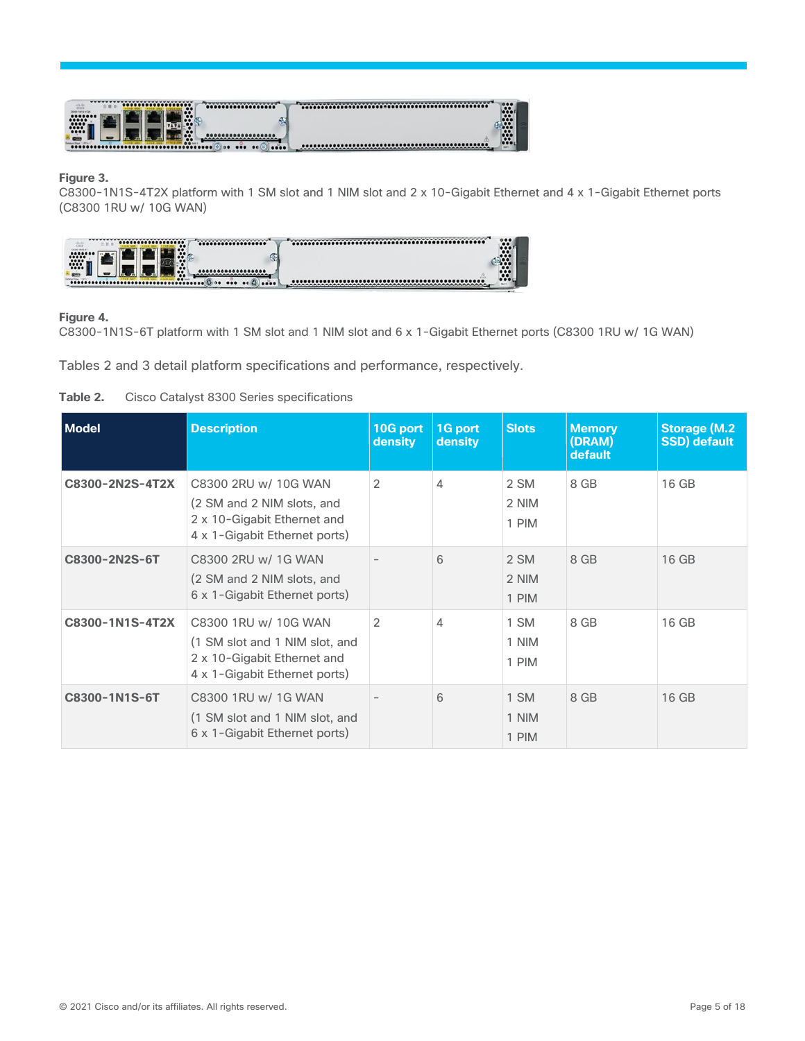**Figure 3.**
C8300-1N1S-4T2X platform with 1 SM slot and 1 NIM slot and 2 x 10-Gigabit Ethernet and 4 x 1-Gigabit Ethernet ports (C8300 1RU w/ 10G WAN)

**Figure 4.**
C8300-1N1S-6T platform with 1 SM slot and 1 NIM slot and 6 x 1-Gigabit Ethernet ports (C8300 1RU w/ 1G WAN)

Tables 2 and 3 detail platform specifications and performance, respectively.

**Table 2.** Cisco Catalyst 8300 Series specifications

| Model | Description | 10G port density | 1G port density | Slots | Memory (DRAM) default | Storage (M.2 SSD) default |
|---|---|---|---|---|---|---|
| **C8300-2N2S-4T2X** | C8300 2RU w/ 10G WAN (2 SM and 2 NIM slots, and 2 x 10-Gigabit Ethernet and 4 x 1-Gigabit Ethernet ports) | 2 | 4 | 2 SM<br>2 NIM<br>1 PIM | 8 GB | 16 GB |
| **C8300-2N2S-6T** | C8300 2RU w/ 1G WAN (2 SM and 2 NIM slots, and 6 x 1-Gigabit Ethernet ports) | – | 6 | 2 SM<br>2 NIM<br>1 PIM | 8 GB | 16 GB |
| **C8300-1N1S-4T2X** | C8300 1RU w/ 10G WAN (1 SM slot and 1 NIM slot, and 2 x 10-Gigabit Ethernet and 4 x 1-Gigabit Ethernet ports) | 2 | 4 | 1 SM<br>1 NIM<br>1 PIM | 8 GB | 16 GB |
| **C8300-1N1S-6T** | C8300 1RU w/ 1G WAN (1 SM slot and 1 NIM slot, and 6 x 1-Gigabit Ethernet ports) | – | 6 | 1 SM<br>1 NIM<br>1 PIM | 8 GB | 16 GB |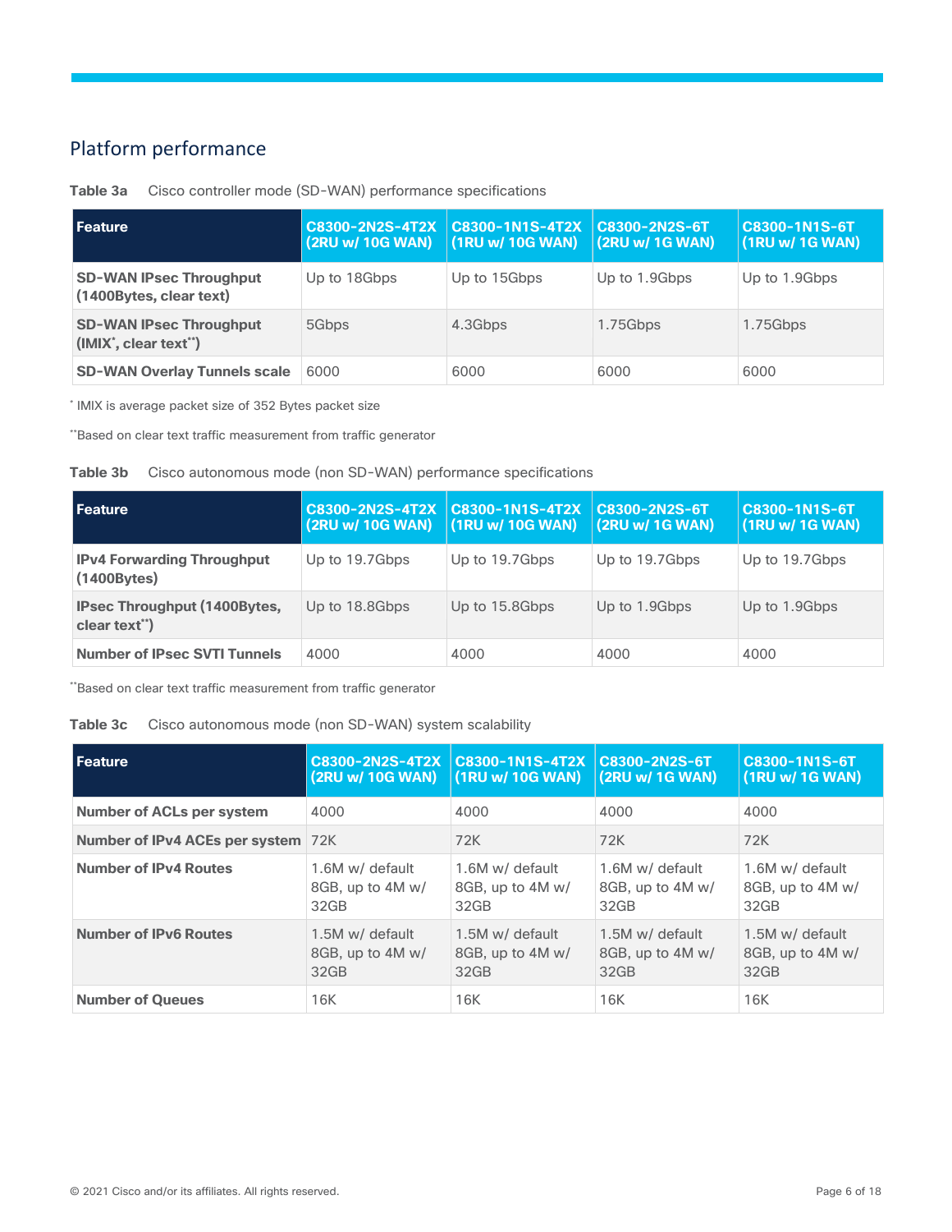## Platform performance

**Table 3a** Cisco controller mode (SD-WAN) performance specifications

| Feature | C8300-2N2S-4T2X (2RU w/ 10G WAN) | C8300-1N1S-4T2X (1RU w/ 10G WAN) | C8300-2N2S-6T (2RU w/ 1G WAN) | C8300-1N1S-6T (1RU w/ 1G WAN) |
| --- | --- | --- | --- | --- |
| **SD-WAN IPsec Throughput (1400Bytes, clear text)** | Up to 18Gbps | Up to 15Gbps | Up to 1.9Gbps | Up to 1.9Gbps |
| **SD-WAN IPsec Throughput (IMIX*, clear text**)** | 5Gbps | 4.3Gbps | 1.75Gbps | 1.75Gbps |
| **SD-WAN Overlay Tunnels scale** | 6000 | 6000 | 6000 | 6000 |

* IMIX is average packet size of 352 Bytes packet size

**Based on clear text traffic measurement from traffic generator

**Table 3b** Cisco autonomous mode (non SD-WAN) performance specifications

| Feature | C8300-2N2S-4T2X (2RU w/ 10G WAN) | C8300-1N1S-4T2X (1RU w/ 10G WAN) | C8300-2N2S-6T (2RU w/ 1G WAN) | C8300-1N1S-6T (1RU w/ 1G WAN) |
| --- | --- | --- | --- | --- |
| **IPv4 Forwarding Throughput (1400Bytes)** | Up to 19.7Gbps | Up to 19.7Gbps | Up to 19.7Gbps | Up to 19.7Gbps |
| **IPsec Throughput (1400Bytes, clear text**)** | Up to 18.8Gbps | Up to 15.8Gbps | Up to 1.9Gbps | Up to 1.9Gbps |
| **Number of IPsec SVTI Tunnels** | 4000 | 4000 | 4000 | 4000 |

**Based on clear text traffic measurement from traffic generator

**Table 3c** Cisco autonomous mode (non SD-WAN) system scalability

| Feature | C8300-2N2S-4T2X (2RU w/ 10G WAN) | C8300-1N1S-4T2X (1RU w/ 10G WAN) | C8300-2N2S-6T (2RU w/ 1G WAN) | C8300-1N1S-6T (1RU w/ 1G WAN) |
| --- | --- | --- | --- | --- |
| **Number of ACLs per system** | 4000 | 4000 | 4000 | 4000 |
| **Number of IPv4 ACEs per system** | 72K | 72K | 72K | 72K |
| **Number of IPv4 Routes** | 1.6M w/ default 8GB, up to 4M w/ 32GB | 1.6M w/ default 8GB, up to 4M w/ 32GB | 1.6M w/ default 8GB, up to 4M w/ 32GB | 1.6M w/ default 8GB, up to 4M w/ 32GB |
| **Number of IPv6 Routes** | 1.5M w/ default 8GB, up to 4M w/ 32GB | 1.5M w/ default 8GB, up to 4M w/ 32GB | 1.5M w/ default 8GB, up to 4M w/ 32GB | 1.5M w/ default 8GB, up to 4M w/ 32GB |
| **Number of Queues** | 16K | 16K | 16K | 16K |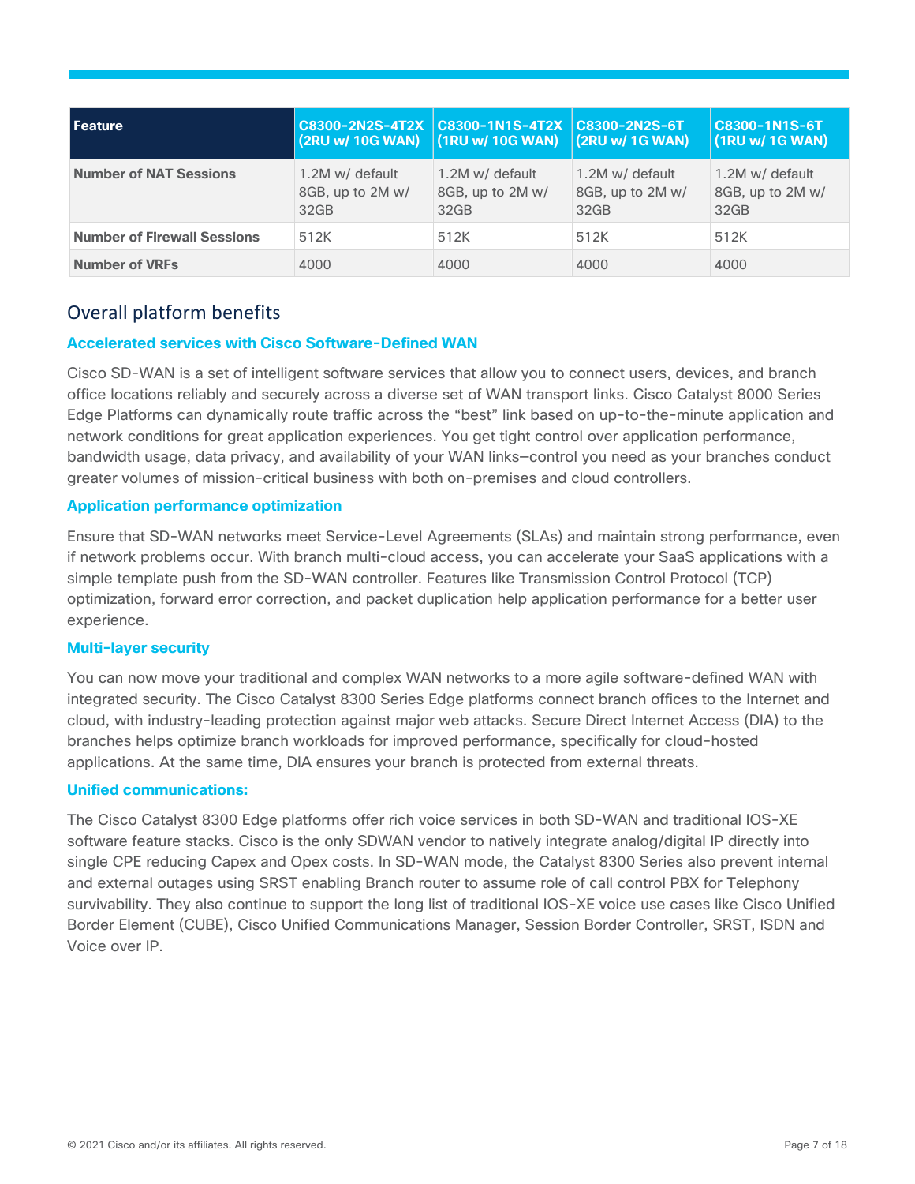| Feature | C8300-2N2S-4T2X (2RU w/ 10G WAN) | C8300-1N1S-4T2X (1RU w/ 10G WAN) | C8300-2N2S-6T (2RU w/ 1G WAN) | C8300-1N1S-6T (1RU w/ 1G WAN) |
| --- | --- | --- | --- | --- |
| **Number of NAT Sessions** | 1.2M w/ default 8GB, up to 2M w/ 32GB | 1.2M w/ default 8GB, up to 2M w/ 32GB | 1.2M w/ default 8GB, up to 2M w/ 32GB | 1.2M w/ default 8GB, up to 2M w/ 32GB |
| **Number of Firewall Sessions** | 512K | 512K | 512K | 512K |
| **Number of VRFs** | 4000 | 4000 | 4000 | 4000 |

## Overall platform benefits

### Accelerated services with Cisco Software-Defined WAN

Cisco SD-WAN is a set of intelligent software services that allow you to connect users, devices, and branch office locations reliably and securely across a diverse set of WAN transport links. Cisco Catalyst 8000 Series Edge Platforms can dynamically route traffic across the "best" link based on up-to-the-minute application and network conditions for great application experiences. You get tight control over application performance, bandwidth usage, data privacy, and availability of your WAN links—control you need as your branches conduct greater volumes of mission-critical business with both on-premises and cloud controllers.

### Application performance optimization

Ensure that SD-WAN networks meet Service-Level Agreements (SLAs) and maintain strong performance, even if network problems occur. With branch multi-cloud access, you can accelerate your SaaS applications with a simple template push from the SD-WAN controller. Features like Transmission Control Protocol (TCP) optimization, forward error correction, and packet duplication help application performance for a better user experience.

### Multi-layer security

You can now move your traditional and complex WAN networks to a more agile software-defined WAN with integrated security. The Cisco Catalyst 8300 Series Edge platforms connect branch offices to the Internet and cloud, with industry-leading protection against major web attacks. Secure Direct Internet Access (DIA) to the branches helps optimize branch workloads for improved performance, specifically for cloud-hosted applications. At the same time, DIA ensures your branch is protected from external threats.

### Unified communications:

The Cisco Catalyst 8300 Edge platforms offer rich voice services in both SD-WAN and traditional IOS-XE software feature stacks. Cisco is the only SDWAN vendor to natively integrate analog/digital IP directly into single CPE reducing Capex and Opex costs. In SD-WAN mode, the Catalyst 8300 Series also prevent internal and external outages using SRST enabling Branch router to assume role of call control PBX for Telephony survivability. They also continue to support the long list of traditional IOS-XE voice use cases like Cisco Unified Border Element (CUBE), Cisco Unified Communications Manager, Session Border Controller, SRST, ISDN and Voice over IP.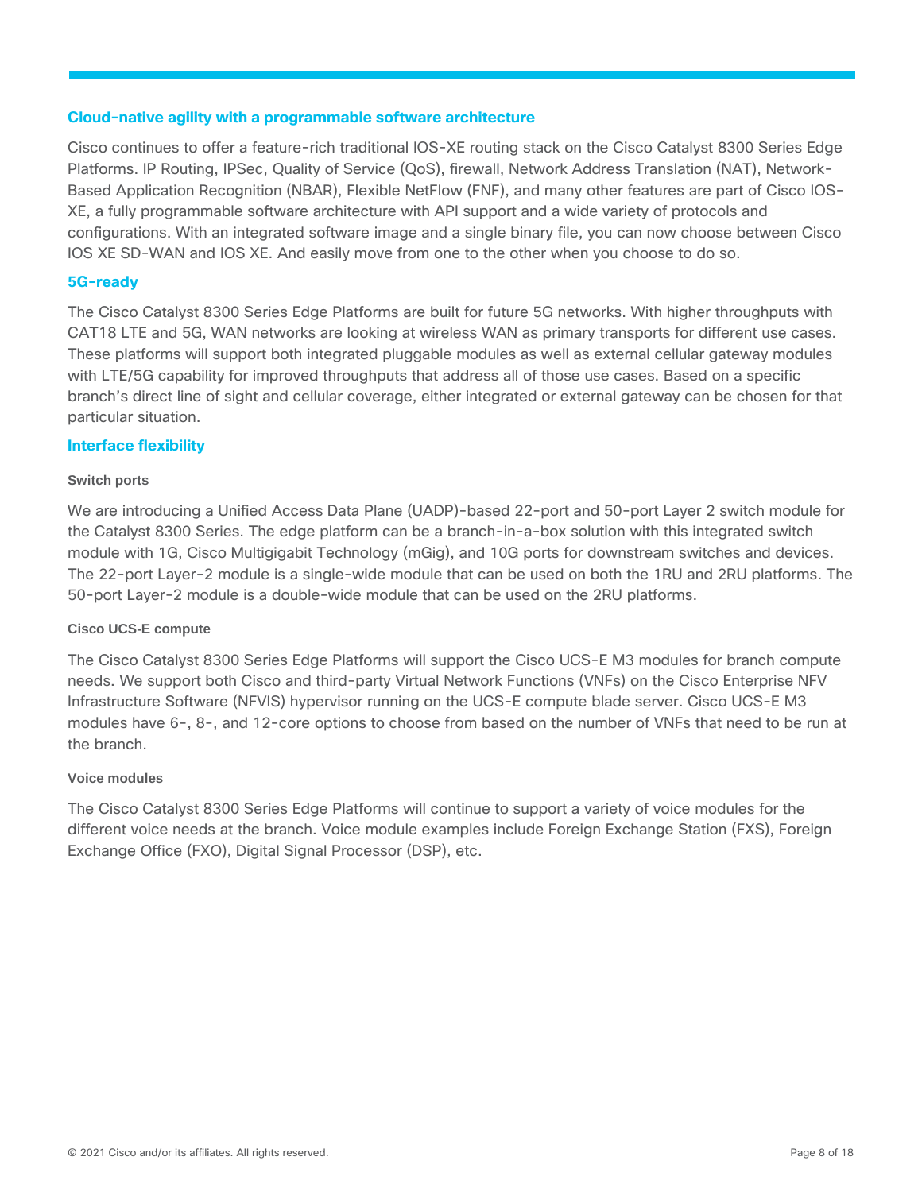## Cloud-native agility with a programmable software architecture

Cisco continues to offer a feature-rich traditional IOS-XE routing stack on the Cisco Catalyst 8300 Series Edge Platforms. IP Routing, IPSec, Quality of Service (QoS), firewall, Network Address Translation (NAT), Network-Based Application Recognition (NBAR), Flexible NetFlow (FNF), and many other features are part of Cisco IOS-XE, a fully programmable software architecture with API support and a wide variety of protocols and configurations. With an integrated software image and a single binary file, you can now choose between Cisco IOS XE SD-WAN and IOS XE. And easily move from one to the other when you choose to do so.

## 5G-ready

The Cisco Catalyst 8300 Series Edge Platforms are built for future 5G networks. With higher throughputs with CAT18 LTE and 5G, WAN networks are looking at wireless WAN as primary transports for different use cases. These platforms will support both integrated pluggable modules as well as external cellular gateway modules with LTE/5G capability for improved throughputs that address all of those use cases. Based on a specific branch's direct line of sight and cellular coverage, either integrated or external gateway can be chosen for that particular situation.

## Interface flexibility

### Switch ports

We are introducing a Unified Access Data Plane (UADP)-based 22-port and 50-port Layer 2 switch module for the Catalyst 8300 Series. The edge platform can be a branch-in-a-box solution with this integrated switch module with 1G, Cisco Multigigabit Technology (mGig), and 10G ports for downstream switches and devices. The 22-port Layer-2 module is a single-wide module that can be used on both the 1RU and 2RU platforms. The 50-port Layer-2 module is a double-wide module that can be used on the 2RU platforms.

### Cisco UCS-E compute

The Cisco Catalyst 8300 Series Edge Platforms will support the Cisco UCS-E M3 modules for branch compute needs. We support both Cisco and third-party Virtual Network Functions (VNFs) on the Cisco Enterprise NFV Infrastructure Software (NFVIS) hypervisor running on the UCS-E compute blade server. Cisco UCS-E M3 modules have 6-, 8-, and 12-core options to choose from based on the number of VNFs that need to be run at the branch.

### Voice modules

The Cisco Catalyst 8300 Series Edge Platforms will continue to support a variety of voice modules for the different voice needs at the branch. Voice module examples include Foreign Exchange Station (FXS), Foreign Exchange Office (FXO), Digital Signal Processor (DSP), etc.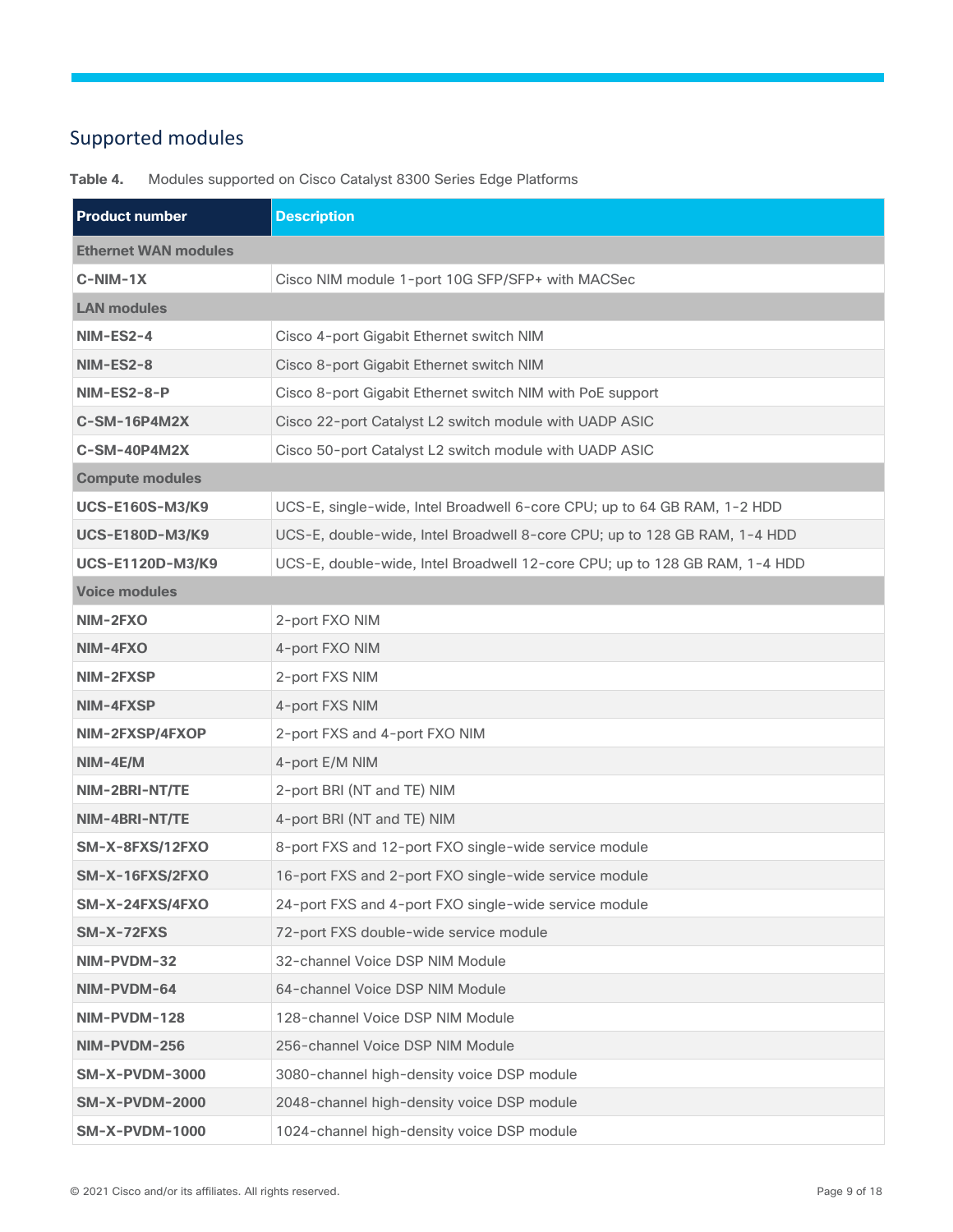## Supported modules

**Table 4.** Modules supported on Cisco Catalyst 8300 Series Edge Platforms

| Product number | Description |
| --- | --- |
| **Ethernet WAN modules** | |
| **C-NIM-1X** | Cisco NIM module 1-port 10G SFP/SFP+ with MACSec |
| **LAN modules** | |
| **NIM-ES2-4** | Cisco 4-port Gigabit Ethernet switch NIM |
| **NIM-ES2-8** | Cisco 8-port Gigabit Ethernet switch NIM |
| **NIM-ES2-8-P** | Cisco 8-port Gigabit Ethernet switch NIM with PoE support |
| **C-SM-16P4M2X** | Cisco 22-port Catalyst L2 switch module with UADP ASIC |
| **C-SM-40P4M2X** | Cisco 50-port Catalyst L2 switch module with UADP ASIC |
| **Compute modules** | |
| **UCS-E160S-M3/K9** | UCS-E, single-wide, Intel Broadwell 6-core CPU; up to 64 GB RAM, 1-2 HDD |
| **UCS-E180D-M3/K9** | UCS-E, double-wide, Intel Broadwell 8-core CPU; up to 128 GB RAM, 1-4 HDD |
| **UCS-E1120D-M3/K9** | UCS-E, double-wide, Intel Broadwell 12-core CPU; up to 128 GB RAM, 1-4 HDD |
| **Voice modules** | |
| **NIM-2FXO** | 2-port FXO NIM |
| **NIM-4FXO** | 4-port FXO NIM |
| **NIM-2FXSP** | 2-port FXS NIM |
| **NIM-4FXSP** | 4-port FXS NIM |
| **NIM-2FXSP/4FXOP** | 2-port FXS and 4-port FXO NIM |
| **NIM-4E/M** | 4-port E/M NIM |
| **NIM-2BRI-NT/TE** | 2-port BRI (NT and TE) NIM |
| **NIM-4BRI-NT/TE** | 4-port BRI (NT and TE) NIM |
| **SM-X-8FXS/12FXO** | 8-port FXS and 12-port FXO single-wide service module |
| **SM-X-16FXS/2FXO** | 16-port FXS and 2-port FXO single-wide service module |
| **SM-X-24FXS/4FXO** | 24-port FXS and 4-port FXO single-wide service module |
| **SM-X-72FXS** | 72-port FXS double-wide service module |
| **NIM-PVDM-32** | 32-channel Voice DSP NIM Module |
| **NIM-PVDM-64** | 64-channel Voice DSP NIM Module |
| **NIM-PVDM-128** | 128-channel Voice DSP NIM Module |
| **NIM-PVDM-256** | 256-channel Voice DSP NIM Module |
| **SM-X-PVDM-3000** | 3080-channel high-density voice DSP module |
| **SM-X-PVDM-2000** | 2048-channel high-density voice DSP module |
| **SM-X-PVDM-1000** | 1024-channel high-density voice DSP module |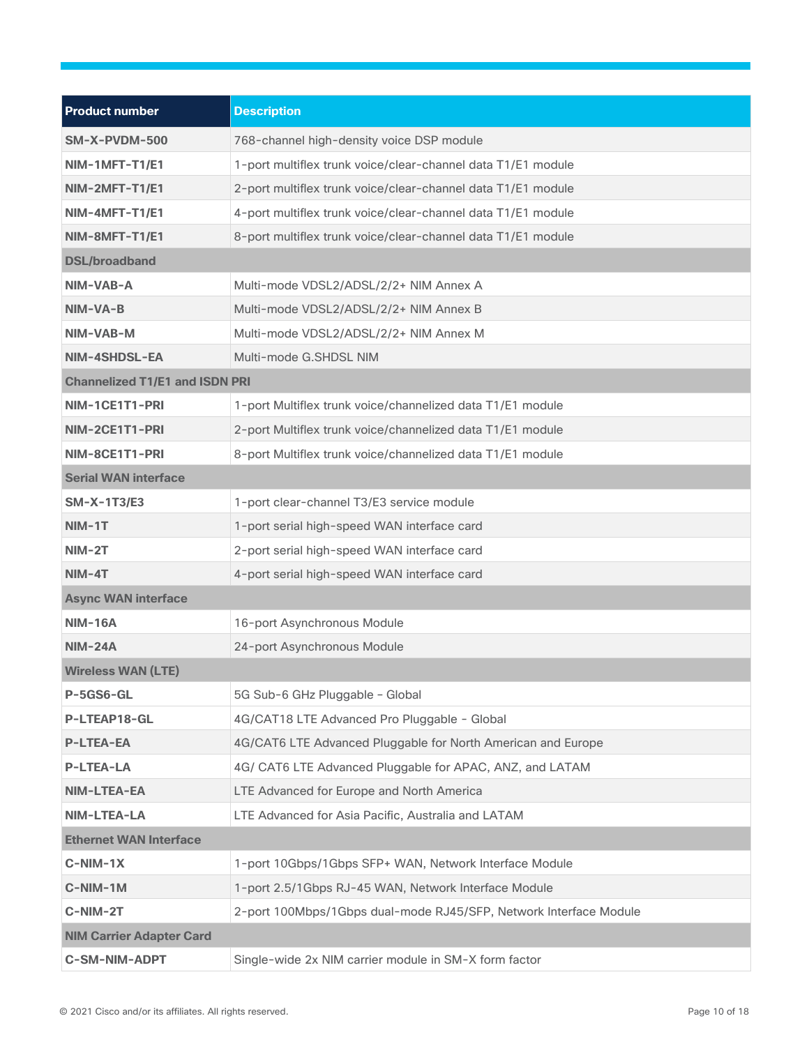| Product number | Description |
|---|---|
| **SM-X-PVDM-500** | 768-channel high-density voice DSP module |
| **NIM-1MFT-T1/E1** | 1-port multiflex trunk voice/clear-channel data T1/E1 module |
| **NIM-2MFT-T1/E1** | 2-port multiflex trunk voice/clear-channel data T1/E1 module |
| **NIM-4MFT-T1/E1** | 4-port multiflex trunk voice/clear-channel data T1/E1 module |
| **NIM-8MFT-T1/E1** | 8-port multiflex trunk voice/clear-channel data T1/E1 module |
| **DSL/broadband** | |
| **NIM-VAB-A** | Multi-mode VDSL2/ADSL/2/2+ NIM Annex A |
| **NIM-VA-B** | Multi-mode VDSL2/ADSL/2/2+ NIM Annex B |
| **NIM-VAB-M** | Multi-mode VDSL2/ADSL/2/2+ NIM Annex M |
| **NIM-4SHDSL-EA** | Multi-mode G.SHDSL NIM |
| **Channelized T1/E1 and ISDN PRI** | |
| **NIM-1CE1T1-PRI** | 1-port Multiflex trunk voice/channelized data T1/E1 module |
| **NIM-2CE1T1-PRI** | 2-port Multiflex trunk voice/channelized data T1/E1 module |
| **NIM-8CE1T1-PRI** | 8-port Multiflex trunk voice/channelized data T1/E1 module |
| **Serial WAN interface** | |
| **SM-X-1T3/E3** | 1-port clear-channel T3/E3 service module |
| **NIM-1T** | 1-port serial high-speed WAN interface card |
| **NIM-2T** | 2-port serial high-speed WAN interface card |
| **NIM-4T** | 4-port serial high-speed WAN interface card |
| **Async WAN interface** | |
| **NIM-16A** | 16-port Asynchronous Module |
| **NIM-24A** | 24-port Asynchronous Module |
| **Wireless WAN (LTE)** | |
| **P-5GS6-GL** | 5G Sub-6 GHz Pluggable - Global |
| **P-LTEAP18-GL** | 4G/CAT18 LTE Advanced Pro Pluggable - Global |
| **P-LTEA-EA** | 4G/CAT6 LTE Advanced Pluggable for North American and Europe |
| **P-LTEA-LA** | 4G/ CAT6 LTE Advanced Pluggable for APAC, ANZ, and LATAM |
| **NIM-LTEA-EA** | LTE Advanced for Europe and North America |
| **NIM-LTEA-LA** | LTE Advanced for Asia Pacific, Australia and LATAM |
| **Ethernet WAN Interface** | |
| **C-NIM-1X** | 1-port 10Gbps/1Gbps SFP+ WAN, Network Interface Module |
| **C-NIM-1M** | 1-port 2.5/1Gbps RJ-45 WAN, Network Interface Module |
| **C-NIM-2T** | 2-port 100Mbps/1Gbps dual-mode RJ45/SFP, Network Interface Module |
| **NIM Carrier Adapter Card** | |
| **C-SM-NIM-ADPT** | Single-wide 2x NIM carrier module in SM-X form factor |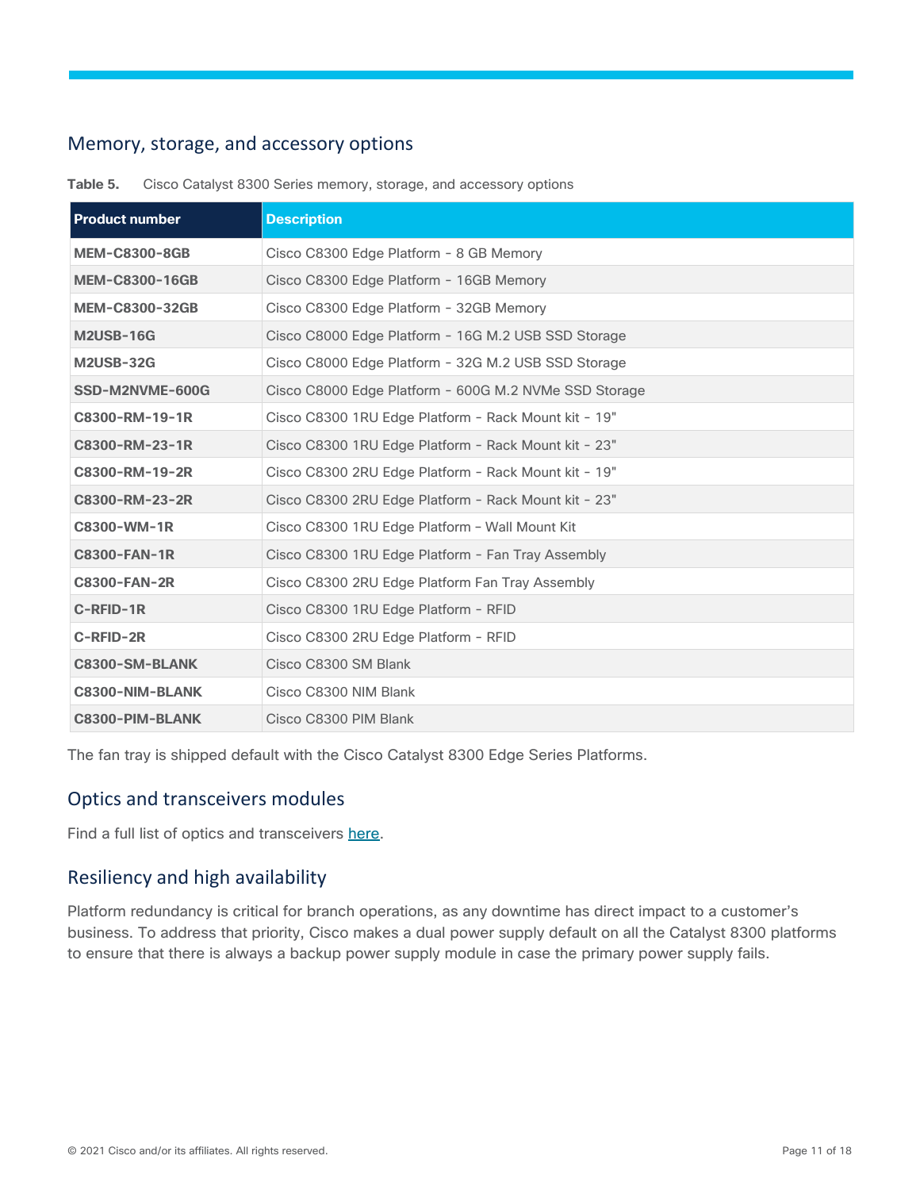## Memory, storage, and accessory options

**Table 5.** Cisco Catalyst 8300 Series memory, storage, and accessory options

| Product number | Description |
|---|---|
| **MEM-C8300-8GB** | Cisco C8300 Edge Platform - 8 GB Memory |
| **MEM-C8300-16GB** | Cisco C8300 Edge Platform - 16GB Memory |
| **MEM-C8300-32GB** | Cisco C8300 Edge Platform - 32GB Memory |
| **M2USB-16G** | Cisco C8000 Edge Platform - 16G M.2 USB SSD Storage |
| **M2USB-32G** | Cisco C8000 Edge Platform - 32G M.2 USB SSD Storage |
| **SSD-M2NVME-600G** | Cisco C8000 Edge Platform - 600G M.2 NVMe SSD Storage |
| **C8300-RM-19-1R** | Cisco C8300 1RU Edge Platform - Rack Mount kit - 19" |
| **C8300-RM-23-1R** | Cisco C8300 1RU Edge Platform - Rack Mount kit - 23" |
| **C8300-RM-19-2R** | Cisco C8300 2RU Edge Platform - Rack Mount kit - 19" |
| **C8300-RM-23-2R** | Cisco C8300 2RU Edge Platform - Rack Mount kit - 23" |
| **C8300-WM-1R** | Cisco C8300 1RU Edge Platform – Wall Mount Kit |
| **C8300-FAN-1R** | Cisco C8300 1RU Edge Platform - Fan Tray Assembly |
| **C8300-FAN-2R** | Cisco C8300 2RU Edge Platform Fan Tray Assembly |
| **C-RFID-1R** | Cisco C8300 1RU Edge Platform - RFID |
| **C-RFID-2R** | Cisco C8300 2RU Edge Platform - RFID |
| **C8300-SM-BLANK** | Cisco C8300 SM Blank |
| **C8300-NIM-BLANK** | Cisco C8300 NIM Blank |
| **C8300-PIM-BLANK** | Cisco C8300 PIM Blank |

The fan tray is shipped default with the Cisco Catalyst 8300 Edge Series Platforms.

## Optics and transceivers modules

Find a full list of optics and transceivers here.

## Resiliency and high availability

Platform redundancy is critical for branch operations, as any downtime has direct impact to a customer's business. To address that priority, Cisco makes a dual power supply default on all the Catalyst 8300 platforms to ensure that there is always a backup power supply module in case the primary power supply fails.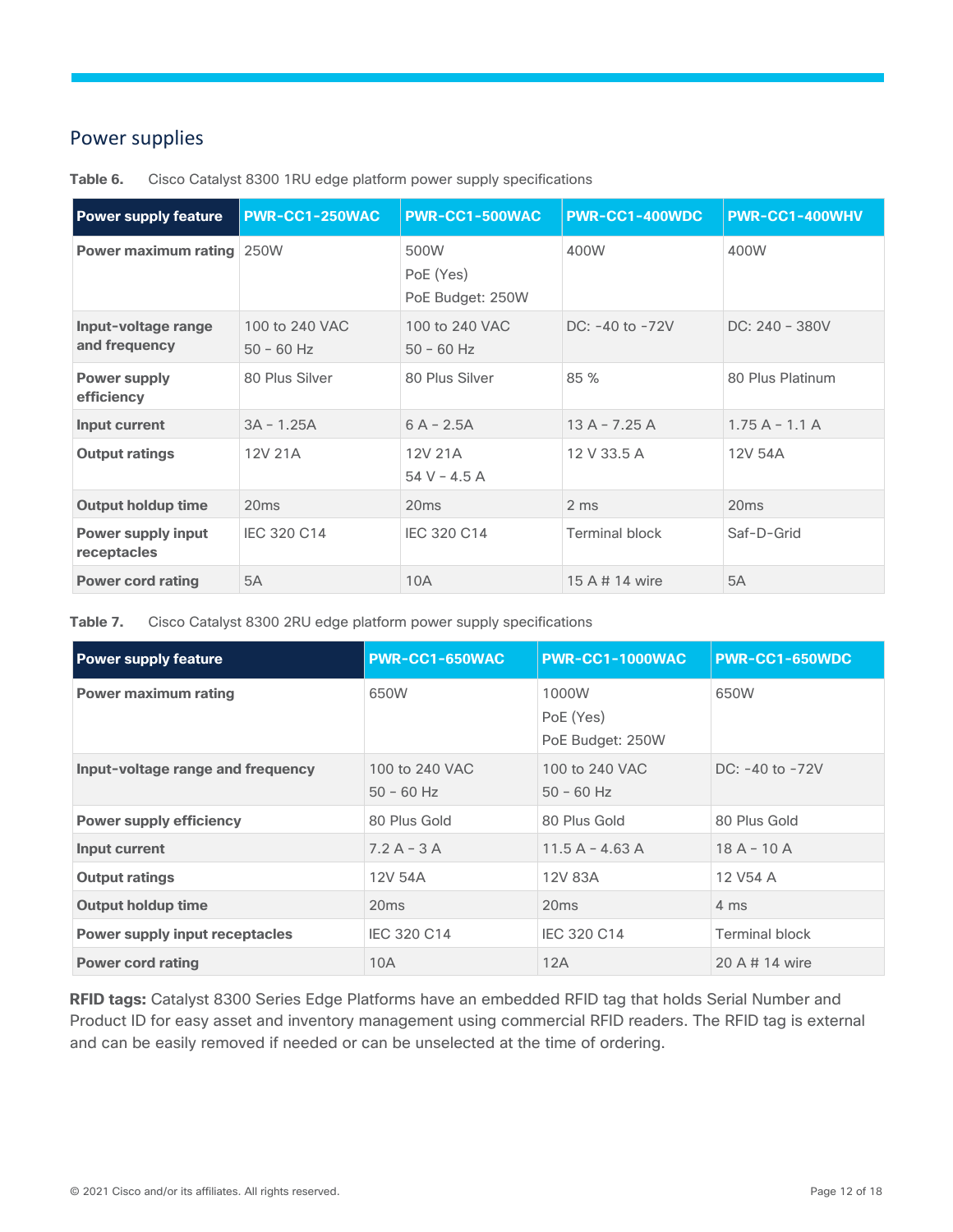## Power supplies

**Table 6.** Cisco Catalyst 8300 1RU edge platform power supply specifications

| Power supply feature | PWR-CC1-250WAC | PWR-CC1-500WAC | PWR-CC1-400WDC | PWR-CC1-400WHV |
|---|---|---|---|---|
| **Power maximum rating** | 250W | 500W<br>PoE (Yes)<br>PoE Budget: 250W | 400W | 400W |
| **Input-voltage range and frequency** | 100 to 240 VAC<br>50 – 60 Hz | 100 to 240 VAC<br>50 – 60 Hz | DC: -40 to -72V | DC: 240 – 380V |
| **Power supply efficiency** | 80 Plus Silver | 80 Plus Silver | 85 % | 80 Plus Platinum |
| **Input current** | 3A – 1.25A | 6 A – 2.5A | 13 A – 7.25 A | 1.75 A – 1.1 A |
| **Output ratings** | 12V 21A | 12V 21A<br>54 V – 4.5 A | 12 V 33.5 A | 12V 54A |
| **Output holdup time** | 20ms | 20ms | 2 ms | 20ms |
| **Power supply input receptacles** | IEC 320 C14 | IEC 320 C14 | Terminal block | Saf-D-Grid |
| **Power cord rating** | 5A | 10A | 15 A # 14 wire | 5A |

**Table 7.** Cisco Catalyst 8300 2RU edge platform power supply specifications

| Power supply feature | PWR-CC1-650WAC | PWR-CC1-1000WAC | PWR-CC1-650WDC |
|---|---|---|---|
| **Power maximum rating** | 650W | 1000W<br>PoE (Yes)<br>PoE Budget: 250W | 650W |
| **Input-voltage range and frequency** | 100 to 240 VAC<br>50 – 60 Hz | 100 to 240 VAC<br>50 – 60 Hz | DC: -40 to -72V |
| **Power supply efficiency** | 80 Plus Gold | 80 Plus Gold | 80 Plus Gold |
| **Input current** | 7.2 A – 3 A | 11.5 A – 4.63 A | 18 A – 10 A |
| **Output ratings** | 12V 54A | 12V 83A | 12 V54 A |
| **Output holdup time** | 20ms | 20ms | 4 ms |
| **Power supply input receptacles** | IEC 320 C14 | IEC 320 C14 | Terminal block |
| **Power cord rating** | 10A | 12A | 20 A # 14 wire |

**RFID tags:** Catalyst 8300 Series Edge Platforms have an embedded RFID tag that holds Serial Number and Product ID for easy asset and inventory management using commercial RFID readers. The RFID tag is external and can be easily removed if needed or can be unselected at the time of ordering.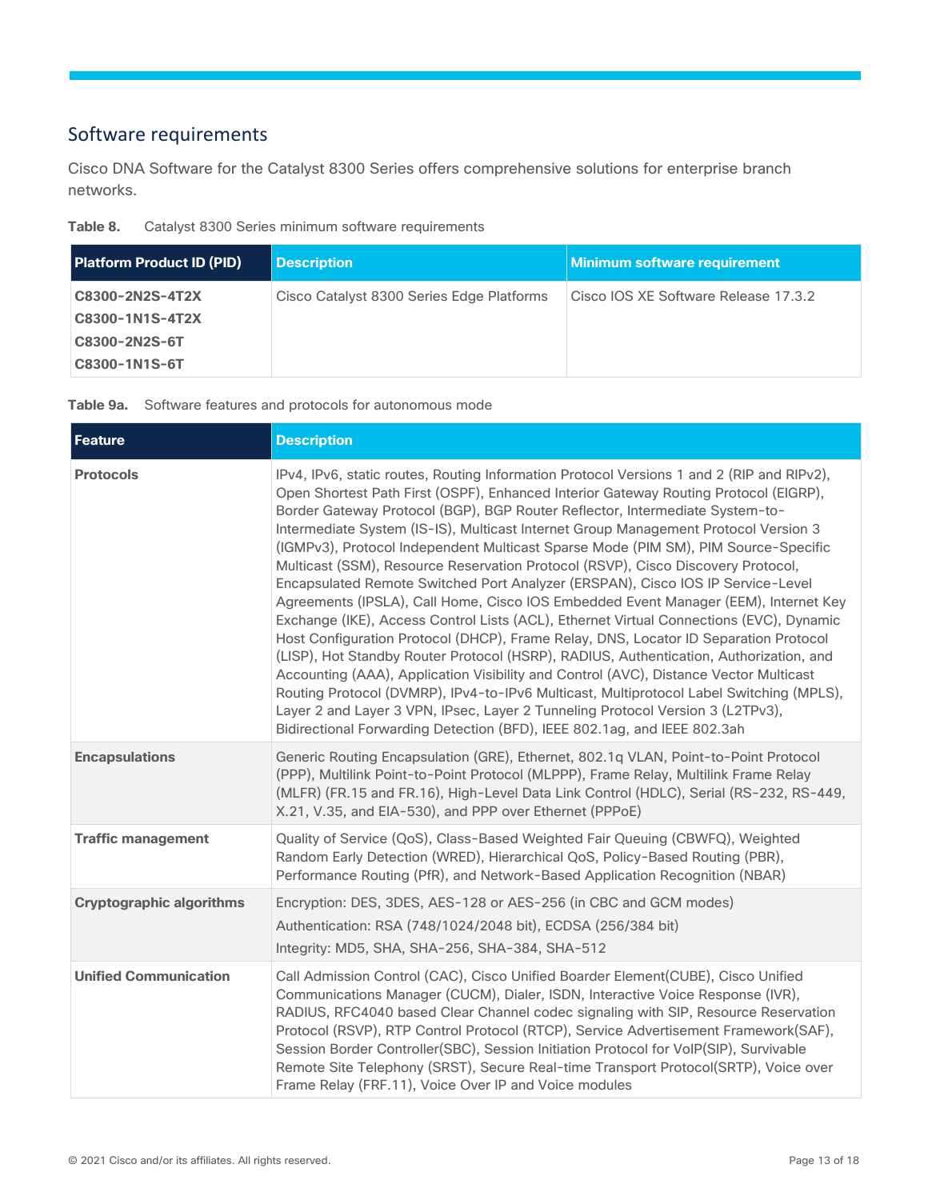## Software requirements

Cisco DNA Software for the Catalyst 8300 Series offers comprehensive solutions for enterprise branch networks.

**Table 8.** Catalyst 8300 Series minimum software requirements

| Platform Product ID (PID) | Description | Minimum software requirement |
| --- | --- | --- |
| **C8300-2N2S-4T2X**<br>**C8300-1N1S-4T2X**<br>**C8300-2N2S-6T**<br>**C8300-1N1S-6T** | Cisco Catalyst 8300 Series Edge Platforms | Cisco IOS XE Software Release 17.3.2 |

**Table 9a.** Software features and protocols for autonomous mode

| Feature | Description |
| --- | --- |
| **Protocols** | IPv4, IPv6, static routes, Routing Information Protocol Versions 1 and 2 (RIP and RIPv2), Open Shortest Path First (OSPF), Enhanced Interior Gateway Routing Protocol (EIGRP), Border Gateway Protocol (BGP), BGP Router Reflector, Intermediate System-to-Intermediate System (IS-IS), Multicast Internet Group Management Protocol Version 3 (IGMPv3), Protocol Independent Multicast Sparse Mode (PIM SM), PIM Source-Specific Multicast (SSM), Resource Reservation Protocol (RSVP), Cisco Discovery Protocol, Encapsulated Remote Switched Port Analyzer (ERSPAN), Cisco IOS IP Service-Level Agreements (IPSLA), Call Home, Cisco IOS Embedded Event Manager (EEM), Internet Key Exchange (IKE), Access Control Lists (ACL), Ethernet Virtual Connections (EVC), Dynamic Host Configuration Protocol (DHCP), Frame Relay, DNS, Locator ID Separation Protocol (LISP), Hot Standby Router Protocol (HSRP), RADIUS, Authentication, Authorization, and Accounting (AAA), Application Visibility and Control (AVC), Distance Vector Multicast Routing Protocol (DVMRP), IPv4-to-IPv6 Multicast, Multiprotocol Label Switching (MPLS), Layer 2 and Layer 3 VPN, IPsec, Layer 2 Tunneling Protocol Version 3 (L2TPv3), Bidirectional Forwarding Detection (BFD), IEEE 802.1ag, and IEEE 802.3ah |
| **Encapsulations** | Generic Routing Encapsulation (GRE), Ethernet, 802.1q VLAN, Point-to-Point Protocol (PPP), Multilink Point-to-Point Protocol (MLPPP), Frame Relay, Multilink Frame Relay (MLFR) (FR.15 and FR.16), High-Level Data Link Control (HDLC), Serial (RS-232, RS-449, X.21, V.35, and EIA-530), and PPP over Ethernet (PPPoE) |
| **Traffic management** | Quality of Service (QoS), Class-Based Weighted Fair Queuing (CBWFQ), Weighted Random Early Detection (WRED), Hierarchical QoS, Policy-Based Routing (PBR), Performance Routing (PfR), and Network-Based Application Recognition (NBAR) |
| **Cryptographic algorithms** | Encryption: DES, 3DES, AES-128 or AES-256 (in CBC and GCM modes)<br>Authentication: RSA (748/1024/2048 bit), ECDSA (256/384 bit)<br>Integrity: MD5, SHA, SHA-256, SHA-384, SHA-512 |
| **Unified Communication** | Call Admission Control (CAC), Cisco Unified Boarder Element(CUBE), Cisco Unified Communications Manager (CUCM), Dialer, ISDN, Interactive Voice Response (IVR), RADIUS, RFC4040 based Clear Channel codec signaling with SIP, Resource Reservation Protocol (RSVP), RTP Control Protocol (RTCP), Service Advertisement Framework(SAF), Session Border Controller(SBC), Session Initiation Protocol for VoIP(SIP), Survivable Remote Site Telephony (SRST), Secure Real-time Transport Protocol(SRTP), Voice over Frame Relay (FRF.11), Voice Over IP and Voice modules |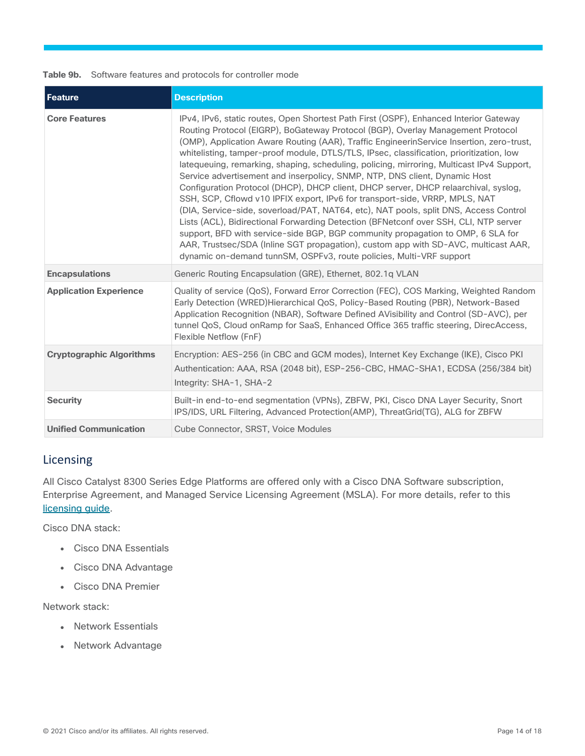**Table 9b.** Software features and protocols for controller mode

| Feature | Description |
| --- | --- |
| **Core Features** | IPv4, IPv6, static routes, Open Shortest Path First (OSPF), Enhanced Interior Gateway Routing Protocol (EIGRP), BoGateway Protocol (BGP), Overlay Management Protocol (OMP), Application Aware Routing (AAR), Traffic EngineerinService Insertion, zero-trust, whitelisting, tamper-proof module, DTLS/TLS, IPsec, classification, prioritization, low latequeuing, remarking, shaping, scheduling, policing, mirroring, Multicast IPv4 Support, Service advertisement and inserpolicy, SNMP, NTP, DNS client, Dynamic Host Configuration Protocol (DHCP), DHCP client, DHCP server, DHCP relaarchival, syslog, SSH, SCP, Cflowd v10 IPFIX export, IPv6 for transport-side, VRRP, MPLS, NAT (DIA, Service-side, soverload/PAT, NAT64, etc), NAT pools, split DNS, Access Control Lists (ACL), Bidirectional Forwarding Detection (BFNetconf over SSH, CLI, NTP server support, BFD with service-side BGP, BGP community propagation to OMP, 6 SLA for AAR, Trustsec/SDA (Inline SGT propagation), custom app with SD-AVC, multicast AAR, dynamic on-demand tunnSM, OSPFv3, route policies, Multi-VRF support |
| **Encapsulations** | Generic Routing Encapsulation (GRE), Ethernet, 802.1q VLAN |
| **Application Experience** | Quality of service (QoS), Forward Error Correction (FEC), COS Marking, Weighted Random Early Detection (WRED)Hierarchical QoS, Policy-Based Routing (PBR), Network-Based Application Recognition (NBAR), Software Defined AVisibility and Control (SD-AVC), per tunnel QoS, Cloud onRamp for SaaS, Enhanced Office 365 traffic steering, DirecAccess, Flexible Netflow (FnF) |
| **Cryptographic Algorithms** | Encryption: AES-256 (in CBC and GCM modes), Internet Key Exchange (IKE), Cisco PKI<br>Authentication: AAA, RSA (2048 bit), ESP-256-CBC, HMAC-SHA1, ECDSA (256/384 bit)<br>Integrity: SHA-1, SHA-2 |
| **Security** | Built-in end-to-end segmentation (VPNs), ZBFW, PKI, Cisco DNA Layer Security, Snort IPS/IDS, URL Filtering, Advanced Protection(AMP), ThreatGrid(TG), ALG for ZBFW |
| **Unified Communication** | Cube Connector, SRST, Voice Modules |

## Licensing

All Cisco Catalyst 8300 Series Edge Platforms are offered only with a Cisco DNA Software subscription, Enterprise Agreement, and Managed Service Licensing Agreement (MSLA). For more details, refer to this licensing guide.

Cisco DNA stack:

- Cisco DNA Essentials
- Cisco DNA Advantage
- Cisco DNA Premier

Network stack:

- Network Essentials
- Network Advantage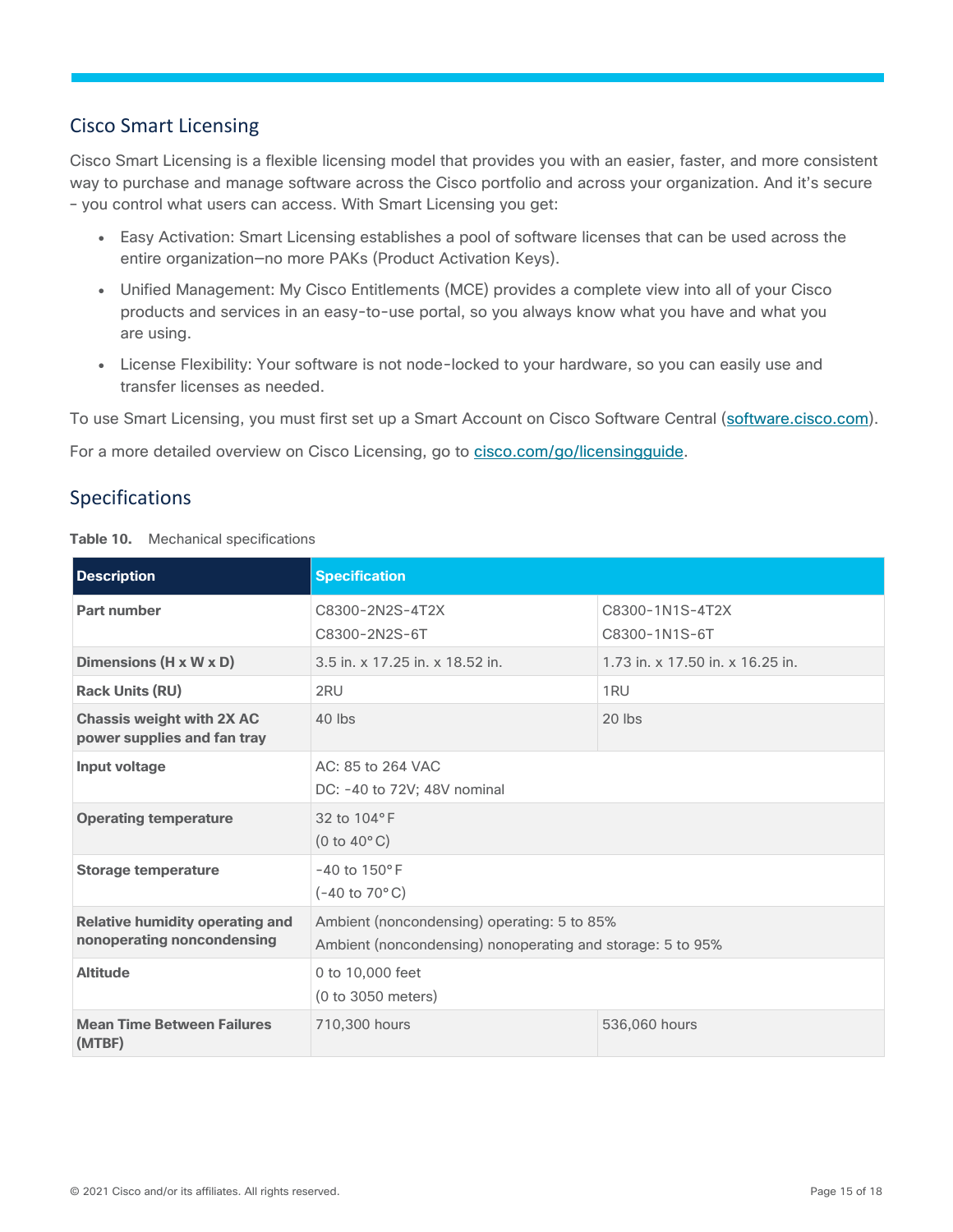## Cisco Smart Licensing

Cisco Smart Licensing is a flexible licensing model that provides you with an easier, faster, and more consistent way to purchase and manage software across the Cisco portfolio and across your organization. And it's secure – you control what users can access. With Smart Licensing you get:

- Easy Activation: Smart Licensing establishes a pool of software licenses that can be used across the entire organization—no more PAKs (Product Activation Keys).
- Unified Management: My Cisco Entitlements (MCE) provides a complete view into all of your Cisco products and services in an easy-to-use portal, so you always know what you have and what you are using.
- License Flexibility: Your software is not node-locked to your hardware, so you can easily use and transfer licenses as needed.

To use Smart Licensing, you must first set up a Smart Account on Cisco Software Central (software.cisco.com).

For a more detailed overview on Cisco Licensing, go to cisco.com/go/licensingguide.

## Specifications

**Table 10.** Mechanical specifications

| Description | Specification | |
|---|---|---|
| **Part number** | C8300-2N2S-4T2X<br>C8300-2N2S-6T | C8300-1N1S-4T2X<br>C8300-1N1S-6T |
| **Dimensions (H x W x D)** | 3.5 in. x 17.25 in. x 18.52 in. | 1.73 in. x 17.50 in. x 16.25 in. |
| **Rack Units (RU)** | 2RU | 1RU |
| **Chassis weight with 2X AC power supplies and fan tray** | 40 lbs | 20 lbs |
| **Input voltage** | AC: 85 to 264 VAC<br>DC: -40 to 72V; 48V nominal | |
| **Operating temperature** | 32 to 104°F<br>(0 to 40°C) | |
| **Storage temperature** | -40 to 150°F<br>(-40 to 70°C) | |
| **Relative humidity operating and nonoperating noncondensing** | Ambient (noncondensing) operating: 5 to 85%<br>Ambient (noncondensing) nonoperating and storage: 5 to 95% | |
| **Altitude** | 0 to 10,000 feet<br>(0 to 3050 meters) | |
| **Mean Time Between Failures (MTBF)** | 710,300 hours | 536,060 hours |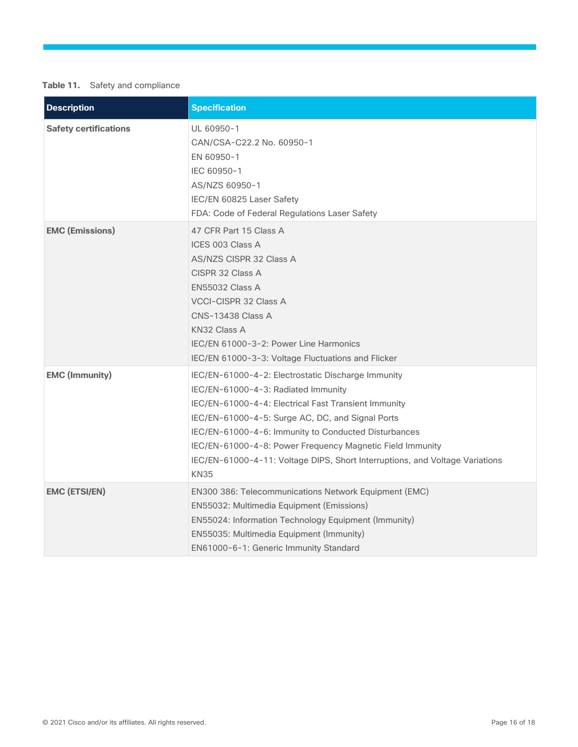**Table 11.** Safety and compliance

| Description | Specification |
| --- | --- |
| **Safety certifications** | UL 60950-1<br>CAN/CSA-C22.2 No. 60950-1<br>EN 60950-1<br>IEC 60950-1<br>AS/NZS 60950-1<br>IEC/EN 60825 Laser Safety<br>FDA: Code of Federal Regulations Laser Safety |
| **EMC (Emissions)** | 47 CFR Part 15 Class A<br>ICES 003 Class A<br>AS/NZS CISPR 32 Class A<br>CISPR 32 Class A<br>EN55032 Class A<br>VCCI-CISPR 32 Class A<br>CNS-13438 Class A<br>KN32 Class A<br>IEC/EN 61000-3-2: Power Line Harmonics<br>IEC/EN 61000-3-3: Voltage Fluctuations and Flicker |
| **EMC (Immunity)** | IEC/EN-61000-4-2: Electrostatic Discharge Immunity<br>IEC/EN-61000-4-3: Radiated Immunity<br>IEC/EN-61000-4-4: Electrical Fast Transient Immunity<br>IEC/EN-61000-4-5: Surge AC, DC, and Signal Ports<br>IEC/EN-61000-4-6: Immunity to Conducted Disturbances<br>IEC/EN-61000-4-8: Power Frequency Magnetic Field Immunity<br>IEC/EN-61000-4-11: Voltage DIPS, Short Interruptions, and Voltage Variations<br>KN35 |
| **EMC (ETSI/EN)** | EN300 386: Telecommunications Network Equipment (EMC)<br>EN55032: Multimedia Equipment (Emissions)<br>EN55024: Information Technology Equipment (Immunity)<br>EN55035: Multimedia Equipment (Immunity)<br>EN61000-6-1: Generic Immunity Standard |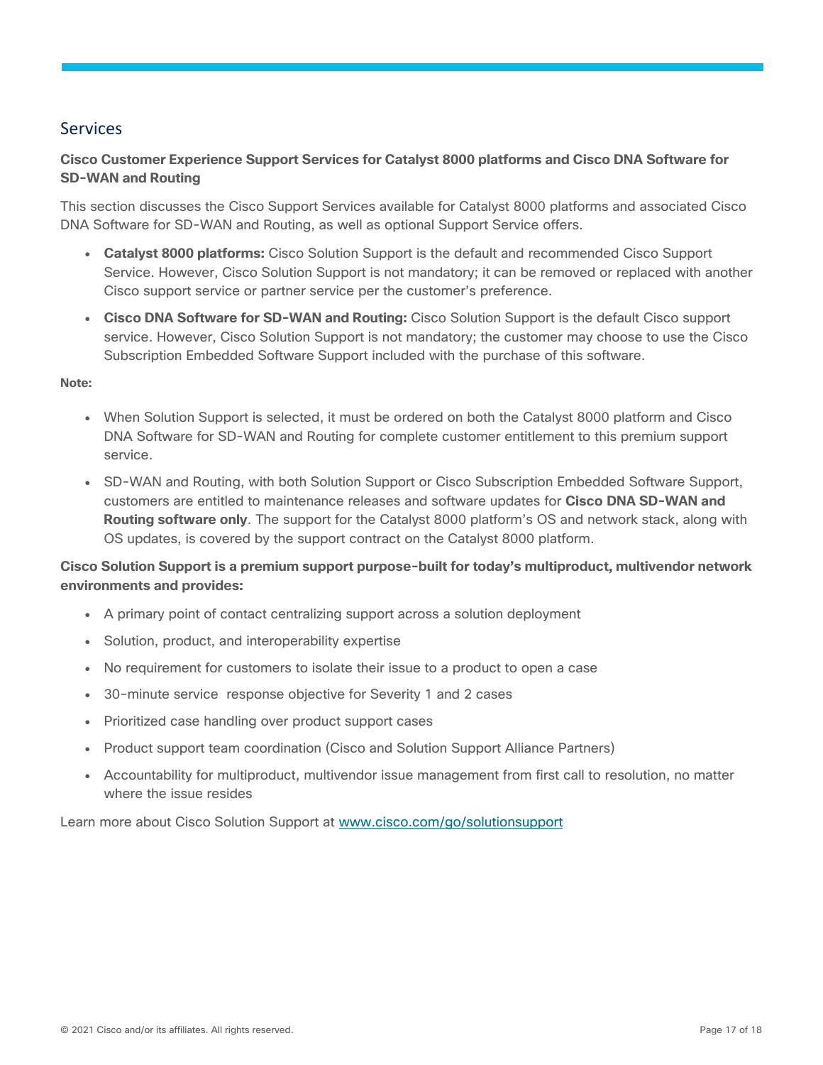## Services

**Cisco Customer Experience Support Services for Catalyst 8000 platforms and Cisco DNA Software for SD-WAN and Routing**

This section discusses the Cisco Support Services available for Catalyst 8000 platforms and associated Cisco DNA Software for SD-WAN and Routing, as well as optional Support Service offers.

- **Catalyst 8000 platforms:** Cisco Solution Support is the default and recommended Cisco Support Service. However, Cisco Solution Support is not mandatory; it can be removed or replaced with another Cisco support service or partner service per the customer's preference.
- **Cisco DNA Software for SD-WAN and Routing:** Cisco Solution Support is the default Cisco support service. However, Cisco Solution Support is not mandatory; the customer may choose to use the Cisco Subscription Embedded Software Support included with the purchase of this software.

**Note:**

- When Solution Support is selected, it must be ordered on both the Catalyst 8000 platform and Cisco DNA Software for SD-WAN and Routing for complete customer entitlement to this premium support service.
- SD-WAN and Routing, with both Solution Support or Cisco Subscription Embedded Software Support, customers are entitled to maintenance releases and software updates for **Cisco DNA SD-WAN and Routing software only**. The support for the Catalyst 8000 platform's OS and network stack, along with OS updates, is covered by the support contract on the Catalyst 8000 platform.

**Cisco Solution Support is a premium support purpose-built for today's multiproduct, multivendor network environments and provides:**

- A primary point of contact centralizing support across a solution deployment
- Solution, product, and interoperability expertise
- No requirement for customers to isolate their issue to a product to open a case
- 30-minute service response objective for Severity 1 and 2 cases
- Prioritized case handling over product support cases
- Product support team coordination (Cisco and Solution Support Alliance Partners)
- Accountability for multiproduct, multivendor issue management from first call to resolution, no matter where the issue resides

Learn more about Cisco Solution Support at [www.cisco.com/go/solutionsupport](http://www.cisco.com/go/solutionsupport)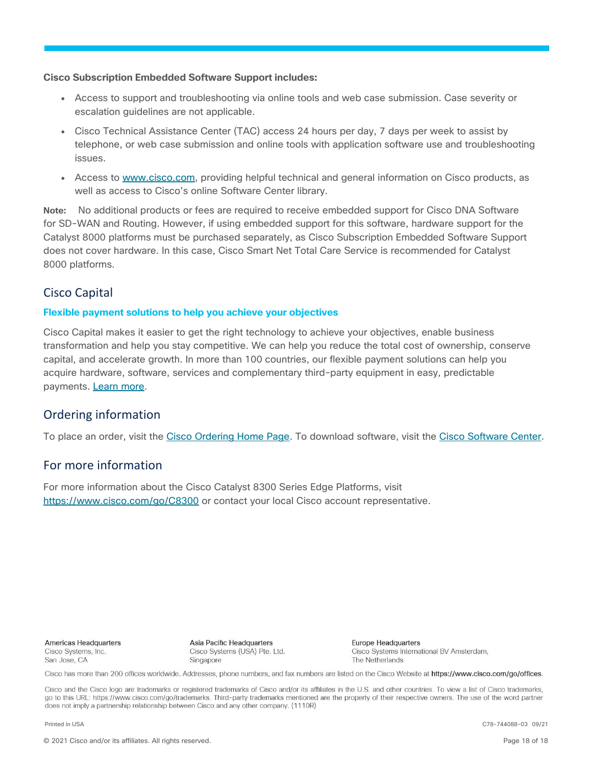**Cisco Subscription Embedded Software Support includes:**

- Access to support and troubleshooting via online tools and web case submission. Case severity or escalation guidelines are not applicable.
- Cisco Technical Assistance Center (TAC) access 24 hours per day, 7 days per week to assist by telephone, or web case submission and online tools with application software use and troubleshooting issues.
- Access to www.cisco.com, providing helpful technical and general information on Cisco products, as well as access to Cisco's online Software Center library.

**Note:** No additional products or fees are required to receive embedded support for Cisco DNA Software for SD-WAN and Routing. However, if using embedded support for this software, hardware support for the Catalyst 8000 platforms must be purchased separately, as Cisco Subscription Embedded Software Support does not cover hardware. In this case, Cisco Smart Net Total Care Service is recommended for Catalyst 8000 platforms.

## Cisco Capital

### Flexible payment solutions to help you achieve your objectives

Cisco Capital makes it easier to get the right technology to achieve your objectives, enable business transformation and help you stay competitive. We can help you reduce the total cost of ownership, conserve capital, and accelerate growth. In more than 100 countries, our flexible payment solutions can help you acquire hardware, software, services and complementary third-party equipment in easy, predictable payments. Learn more.

## Ordering information

To place an order, visit the Cisco Ordering Home Page. To download software, visit the Cisco Software Center.

## For more information

For more information about the Cisco Catalyst 8300 Series Edge Platforms, visit https://www.cisco.com/go/C8300 or contact your local Cisco account representative.

Americas Headquarters
Cisco Systems, Inc.
San Jose, CA

Asia Pacific Headquarters
Cisco Systems (USA) Pte. Ltd.
Singapore

Europe Headquarters
Cisco Systems International BV Amsterdam,
The Netherlands

Cisco has more than 200 offices worldwide. Addresses, phone numbers, and fax numbers are listed on the Cisco Website at **https://www.cisco.com/go/offices.**

Cisco and the Cisco logo are trademarks or registered trademarks of Cisco and/or its affiliates in the U.S. and other countries. To view a list of Cisco trademarks, go to this URL: https://www.cisco.com/go/trademarks. Third-party trademarks mentioned are the property of their respective owners. The use of the word partner does not imply a partnership relationship between Cisco and any other company. (1110R)

Printed in USA

C78-744088-03 09/21

© 2021 Cisco and/or its affiliates. All rights reserved.